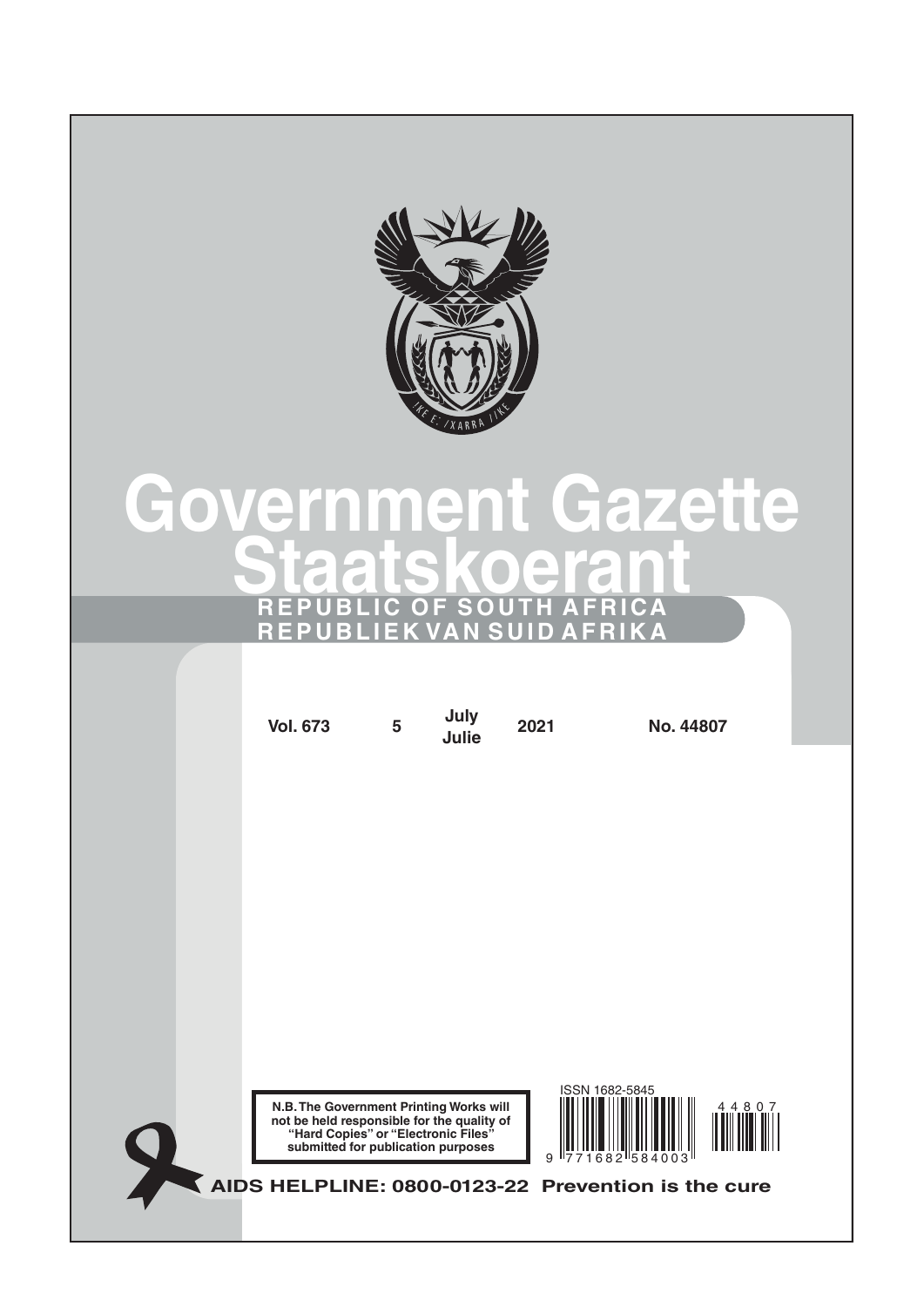# Government Gazette
# Staatskoerant

**REPUBLIC OF SOUTH AFRICA**
**REPUBLIEK VAN SUID AFRIKA**

| Vol. 673 | 5 | July / Julie | 2021 | No. 44807 |
|---|---|---|---|---|

**N.B. The Government Printing Works will not be held responsible for the quality of "Hard Copies" or "Electronic Files" submitted for publication purposes**

ISSN 1682-5845

**AIDS HELPLINE: 0800-0123-22 Prevention is the cure**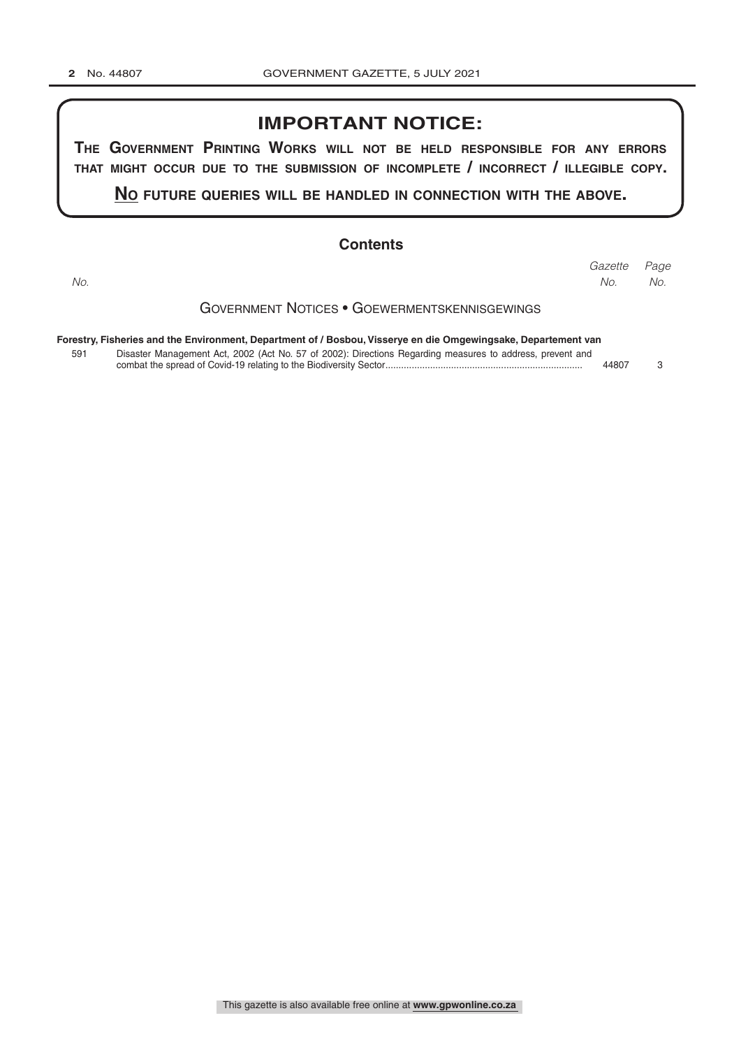## IMPORTANT NOTICE:

**THE GOVERNMENT PRINTING WORKS WILL NOT BE HELD RESPONSIBLE FOR ANY ERRORS THAT MIGHT OCCUR DUE TO THE SUBMISSION OF INCOMPLETE / INCORRECT / ILLEGIBLE COPY.**

**NO FUTURE QUERIES WILL BE HANDLED IN CONNECTION WITH THE ABOVE.**

## Contents

| *No.* | | *Gazette No.* | *Page No.* |
|---|---|---|---|
| | GOVERNMENT NOTICES • GOEWERMENTSKENNISGEWINGS | | |
| | **Forestry, Fisheries and the Environment, Department of / Bosbou, Visserye en die Omgewingsake, Departement van** | | |
| 591 | Disaster Management Act, 2002 (Act No. 57 of 2002): Directions Regarding measures to address, prevent and combat the spread of Covid-19 relating to the Biodiversity Sector | 44807 | 3 |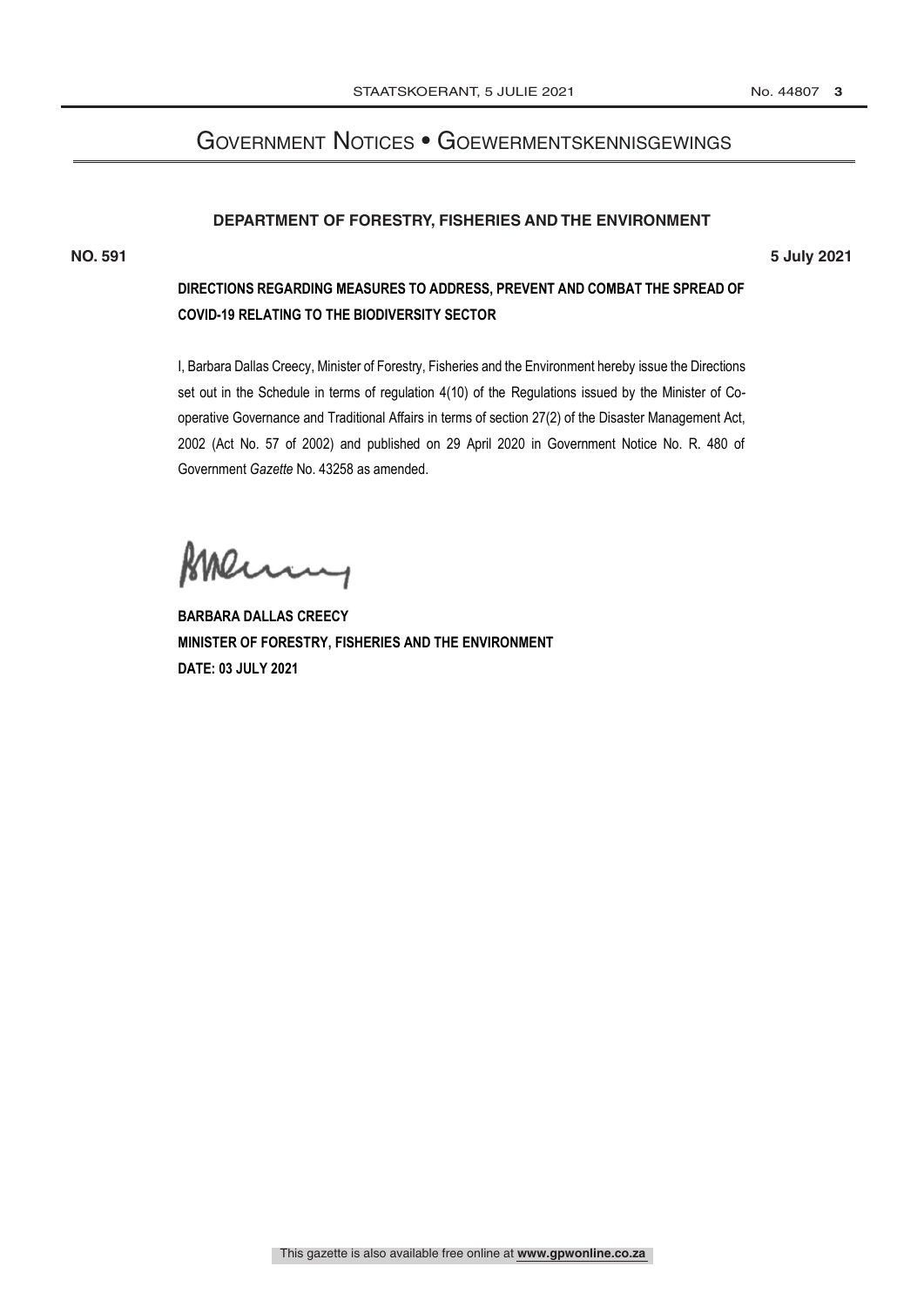# Government Notices • Goewermentskennisgewings

## DEPARTMENT OF FORESTRY, FISHERIES AND THE ENVIRONMENT

**NO. 591** **5 July 2021**

**DIRECTIONS REGARDING MEASURES TO ADDRESS, PREVENT AND COMBAT THE SPREAD OF COVID-19 RELATING TO THE BIODIVERSITY SECTOR**

I, Barbara Dallas Creecy, Minister of Forestry, Fisheries and the Environment hereby issue the Directions set out in the Schedule in terms of regulation 4(10) of the Regulations issued by the Minister of Co-operative Governance and Traditional Affairs in terms of section 27(2) of the Disaster Management Act, 2002 (Act No. 57 of 2002) and published on 29 April 2020 in Government Notice No. R. 480 of Government *Gazette* No. 43258 as amended.

**BARBARA DALLAS CREECY**
**MINISTER OF FORESTRY, FISHERIES AND THE ENVIRONMENT**
**DATE: 03 JULY 2021**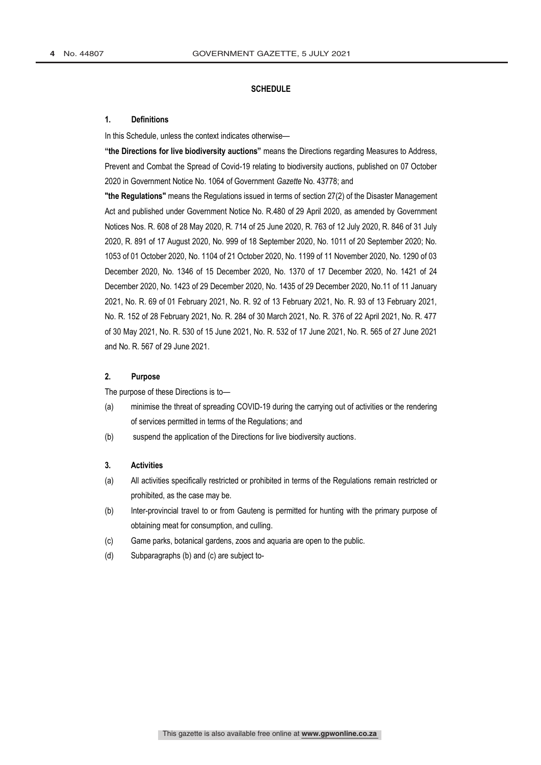## SCHEDULE

### 1. Definitions

In this Schedule, unless the context indicates otherwise—

**"the Directions for live biodiversity auctions"** means the Directions regarding Measures to Address, Prevent and Combat the Spread of Covid-19 relating to biodiversity auctions, published on 07 October 2020 in Government Notice No. 1064 of Government *Gazette* No. 43778; and

**"the Regulations"** means the Regulations issued in terms of section 27(2) of the Disaster Management Act and published under Government Notice No. R.480 of 29 April 2020, as amended by Government Notices Nos. R. 608 of 28 May 2020, R. 714 of 25 June 2020, R. 763 of 12 July 2020, R. 846 of 31 July 2020, R. 891 of 17 August 2020, No. 999 of 18 September 2020, No. 1011 of 20 September 2020; No. 1053 of 01 October 2020, No. 1104 of 21 October 2020, No. 1199 of 11 November 2020, No. 1290 of 03 December 2020, No. 1346 of 15 December 2020, No. 1370 of 17 December 2020, No. 1421 of 24 December 2020, No. 1423 of 29 December 2020, No. 1435 of 29 December 2020, No.11 of 11 January 2021, No. R. 69 of 01 February 2021, No. R. 92 of 13 February 2021, No. R. 93 of 13 February 2021, No. R. 152 of 28 February 2021, No. R. 284 of 30 March 2021, No. R. 376 of 22 April 2021, No. R. 477 of 30 May 2021, No. R. 530 of 15 June 2021, No. R. 532 of 17 June 2021, No. R. 565 of 27 June 2021 and No. R. 567 of 29 June 2021.

### 2. Purpose

The purpose of these Directions is to—

(a) minimise the threat of spreading COVID-19 during the carrying out of activities or the rendering of services permitted in terms of the Regulations; and

(b) suspend the application of the Directions for live biodiversity auctions.

### 3. Activities

(a) All activities specifically restricted or prohibited in terms of the Regulations remain restricted or prohibited, as the case may be.

(b) Inter-provincial travel to or from Gauteng is permitted for hunting with the primary purpose of obtaining meat for consumption, and culling.

(c) Game parks, botanical gardens, zoos and aquaria are open to the public.

(d) Subparagraphs (b) and (c) are subject to-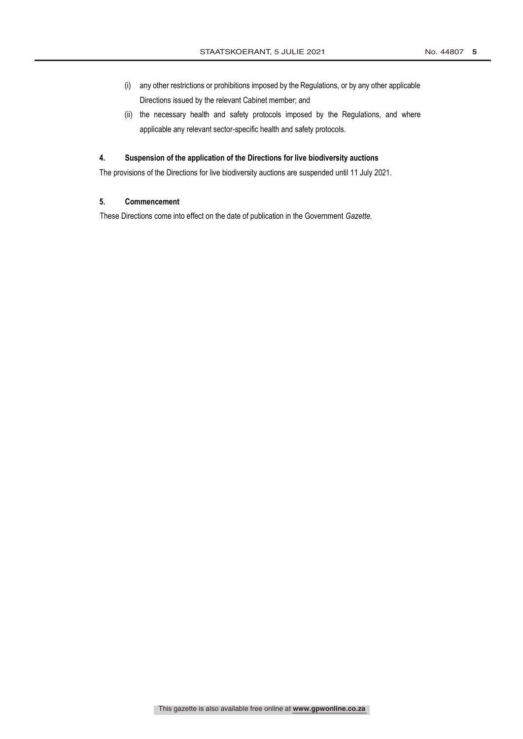(i) any other restrictions or prohibitions imposed by the Regulations, or by any other applicable Directions issued by the relevant Cabinet member; and

(ii) the necessary health and safety protocols imposed by the Regulations, and where applicable any relevant sector-specific health and safety protocols.

**4. Suspension of the application of the Directions for live biodiversity auctions**

The provisions of the Directions for live biodiversity auctions are suspended until 11 July 2021.

**5. Commencement**

These Directions come into effect on the date of publication in the Government *Gazette*.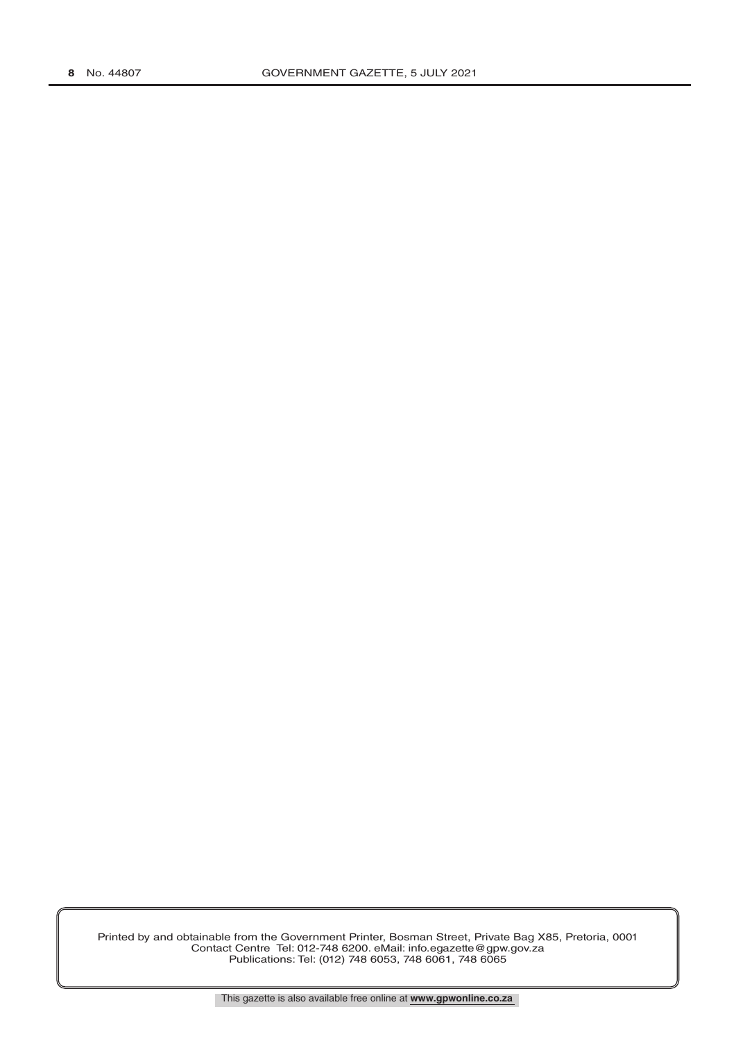Printed by and obtainable from the Government Printer, Bosman Street, Private Bag X85, Pretoria, 0001
Contact Centre Tel: 012-748 6200. eMail: info.egazette@gpw.gov.za
Publications: Tel: (012) 748 6053, 748 6061, 748 6065

This gazette is also available free online at **www.gpwonline.co.za**